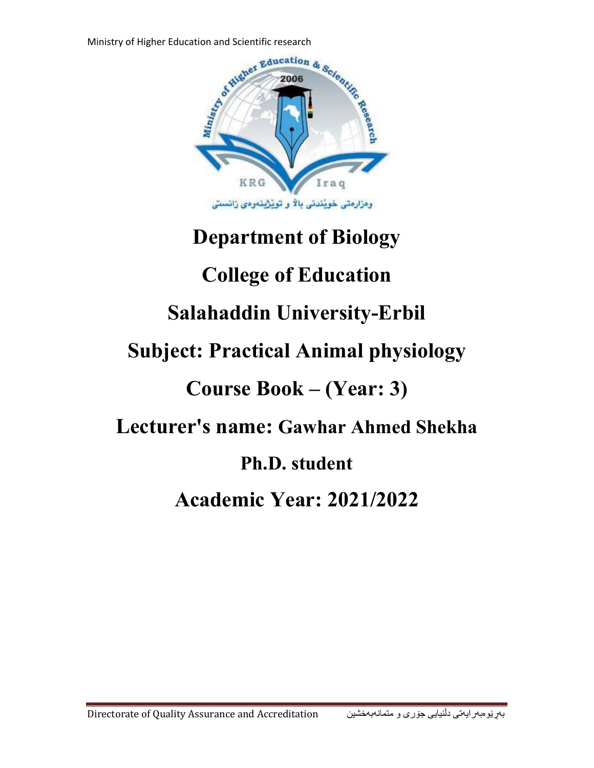Ministry of Higher Education and Scientific research

# Department of Biology

# College of Education

# Salahaddin University-Erbil

# Subject: Practical Animal physiology

# Course Book – (Year: 3)

# Lecturer's name: Gawhar Ahmed Shekha

# Ph.D. student

# Academic Year: 2021/2022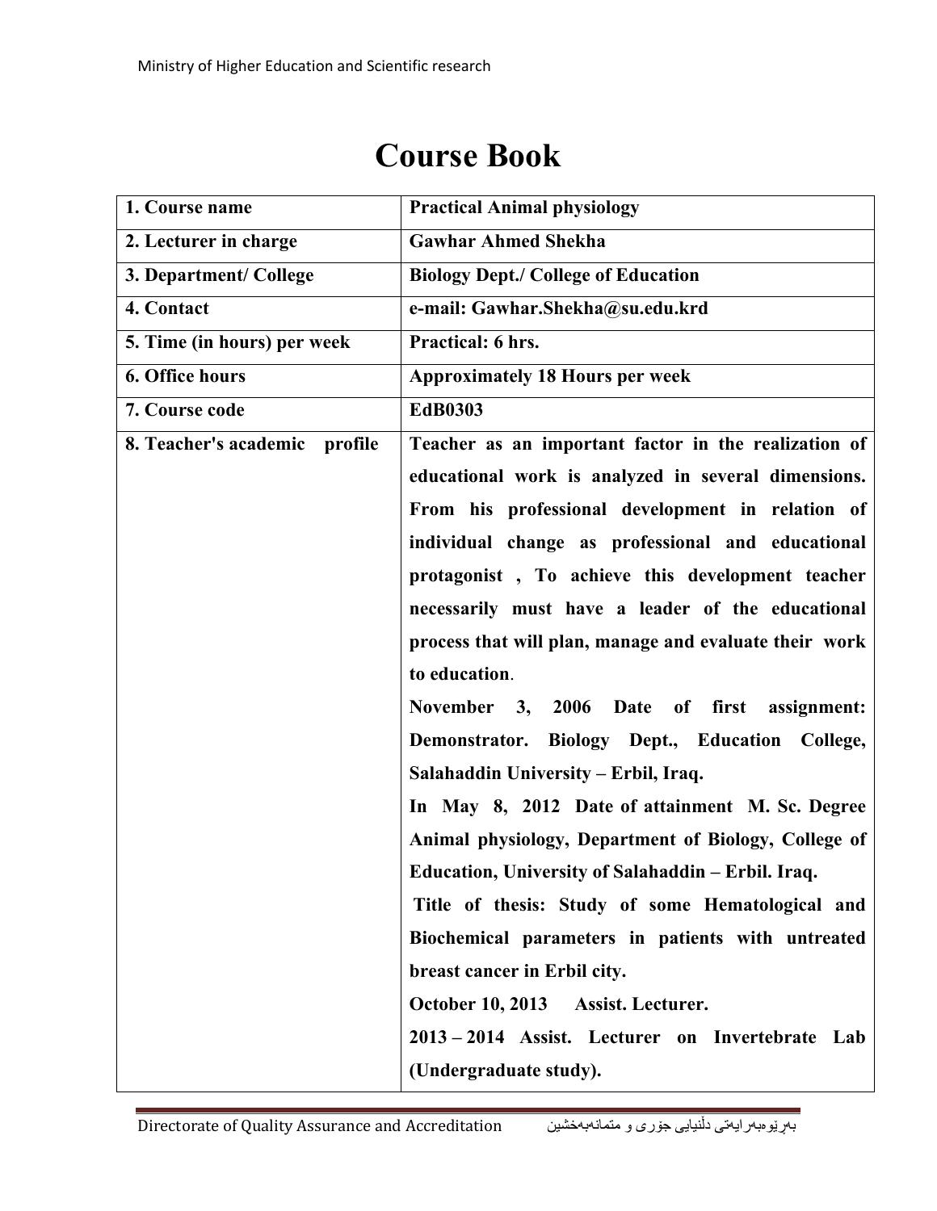# Course Book

| 1. Course name | Practical Animal physiology |
|---|---|
| 2. Lecturer in charge | Gawhar Ahmed Shekha |
| 3. Department/ College | Biology Dept./ College of Education |
| 4. Contact | e-mail: Gawhar.Shekha@su.edu.krd |
| 5. Time (in hours) per week | Practical: 6 hrs. |
| 6. Office hours | Approximately 18 Hours per week |
| 7. Course code | EdB0303 |
| 8. Teacher's academic profile | Teacher as an important factor in the realization of educational work is analyzed in several dimensions. From his professional development in relation of individual change as professional and educational protagonist , To achieve this development teacher necessarily must have a leader of the educational process that will plan, manage and evaluate their work to education.<br>November 3, 2006 Date of first assignment: Demonstrator. Biology Dept., Education College, Salahaddin University – Erbil, Iraq.<br>In May 8, 2012 Date of attainment M. Sc. Degree Animal physiology, Department of Biology, College of Education, University of Salahaddin – Erbil. Iraq.<br>Title of thesis: Study of some Hematological and Biochemical parameters in patients with untreated breast cancer in Erbil city.<br>October 10, 2013 Assist. Lecturer.<br>2013 – 2014 Assist. Lecturer on Invertebrate Lab (Undergraduate study). |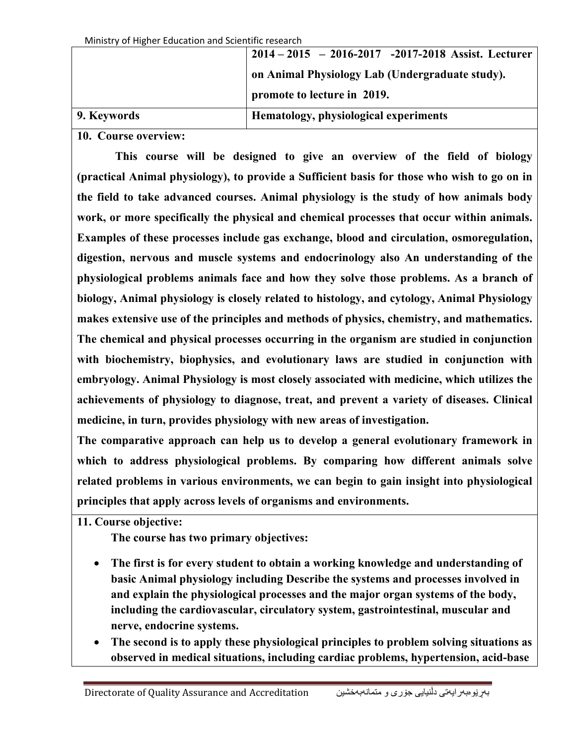| | |
|---|---|
| | **2014 – 2015 – 2016-2017 -2017-2018 Assist. Lecturer on Animal Physiology Lab (Undergraduate study). promote to lecture in 2019.** |
| **9. Keywords** | **Hematology, physiological experiments** |

**10. Course overview:**

**This course will be designed to give an overview of the field of biology (practical Animal physiology), to provide a Sufficient basis for those who wish to go on in the field to take advanced courses. Animal physiology is the study of how animals body work, or more specifically the physical and chemical processes that occur within animals. Examples of these processes include gas exchange, blood and circulation, osmoregulation, digestion, nervous and muscle systems and endocrinology also An understanding of the physiological problems animals face and how they solve those problems. As a branch of biology, Animal physiology is closely related to histology, and cytology, Animal Physiology makes extensive use of the principles and methods of physics, chemistry, and mathematics. The chemical and physical processes occurring in the organism are studied in conjunction with biochemistry, biophysics, and evolutionary laws are studied in conjunction with embryology. Animal Physiology is most closely associated with medicine, which utilizes the achievements of physiology to diagnose, treat, and prevent a variety of diseases. Clinical medicine, in turn, provides physiology with new areas of investigation.**

**The comparative approach can help us to develop a general evolutionary framework in which to address physiological problems. By comparing how different animals solve related problems in various environments, we can begin to gain insight into physiological principles that apply across levels of organisms and environments.**

**11. Course objective:**

**The course has two primary objectives:**

- **The first is for every student to obtain a working knowledge and understanding of basic Animal physiology including Describe the systems and processes involved in and explain the physiological processes and the major organ systems of the body, including the cardiovascular, circulatory system, gastrointestinal, muscular and nerve, endocrine systems.**
- **The second is to apply these physiological principles to problem solving situations as observed in medical situations, including cardiac problems, hypertension, acid-base**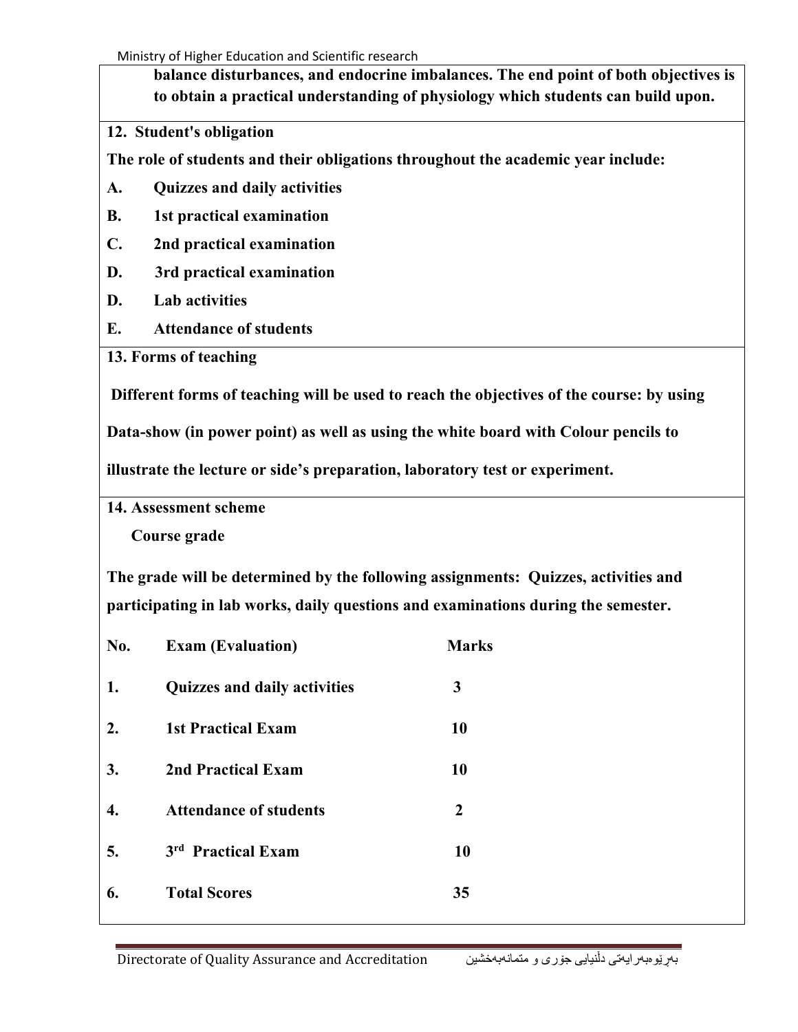**balance disturbances, and endocrine imbalances. The end point of both objectives is to obtain a practical understanding of physiology which students can build upon.**

**12. Student's obligation**

**The role of students and their obligations throughout the academic year include:**

**A. Quizzes and daily activities**

**B. 1st practical examination**

**C. 2nd practical examination**

**D. 3rd practical examination**

**D. Lab activities**

**E. Attendance of students**

**13. Forms of teaching**

**Different forms of teaching will be used to reach the objectives of the course: by using Data-show (in power point) as well as using the white board with Colour pencils to illustrate the lecture or side's preparation, laboratory test or experiment.**

**14. Assessment scheme**

**Course grade**

**The grade will be determined by the following assignments: Quizzes, activities and participating in lab works, daily questions and examinations during the semester.**

| No. | Exam (Evaluation) | Marks |
|---|---|---|
| 1. | Quizzes and daily activities | 3 |
| 2. | 1st Practical Exam | 10 |
| 3. | 2nd Practical Exam | 10 |
| 4. | Attendance of students | 2 |
| 5. | 3rd Practical Exam | 10 |
| 6. | Total Scores | 35 |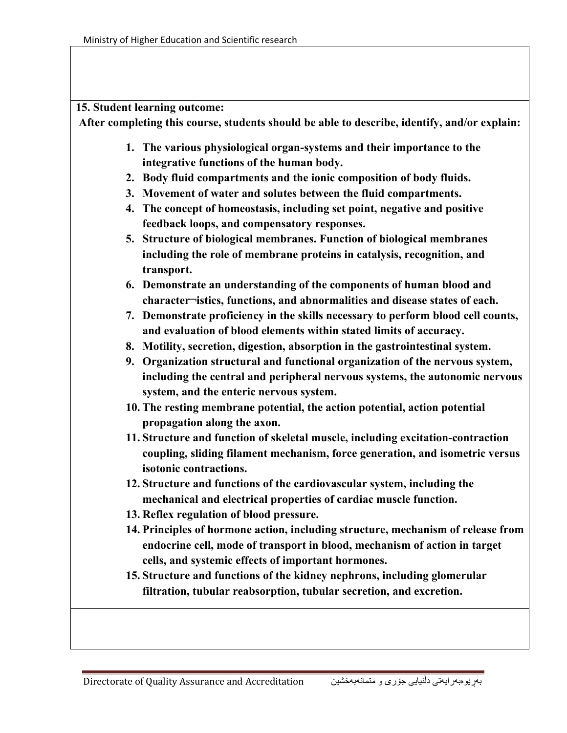**15. Student learning outcome:**

**After completing this course, students should be able to describe, identify, and/or explain:**

1. **The various physiological organ-systems and their importance to the integrative functions of the human body.**
2. **Body fluid compartments and the ionic composition of body fluids.**
3. **Movement of water and solutes between the fluid compartments.**
4. **The concept of homeostasis, including set point, negative and positive feedback loops, and compensatory responses.**
5. **Structure of biological membranes. Function of biological membranes including the role of membrane proteins in catalysis, recognition, and transport.**
6. **Demonstrate an understanding of the components of human blood and character¬istics, functions, and abnormalities and disease states of each.**
7. **Demonstrate proficiency in the skills necessary to perform blood cell counts, and evaluation of blood elements within stated limits of accuracy.**
8. **Motility, secretion, digestion, absorption in the gastrointestinal system.**
9. **Organization structural and functional organization of the nervous system, including the central and peripheral nervous systems, the autonomic nervous system, and the enteric nervous system.**
10. **The resting membrane potential, the action potential, action potential propagation along the axon.**
11. **Structure and function of skeletal muscle, including excitation-contraction coupling, sliding filament mechanism, force generation, and isometric versus isotonic contractions.**
12. **Structure and functions of the cardiovascular system, including the mechanical and electrical properties of cardiac muscle function.**
13. **Reflex regulation of blood pressure.**
14. **Principles of hormone action, including structure, mechanism of release from endocrine cell, mode of transport in blood, mechanism of action in target cells, and systemic effects of important hormones.**
15. **Structure and functions of the kidney nephrons, including glomerular filtration, tubular reabsorption, tubular secretion, and excretion.**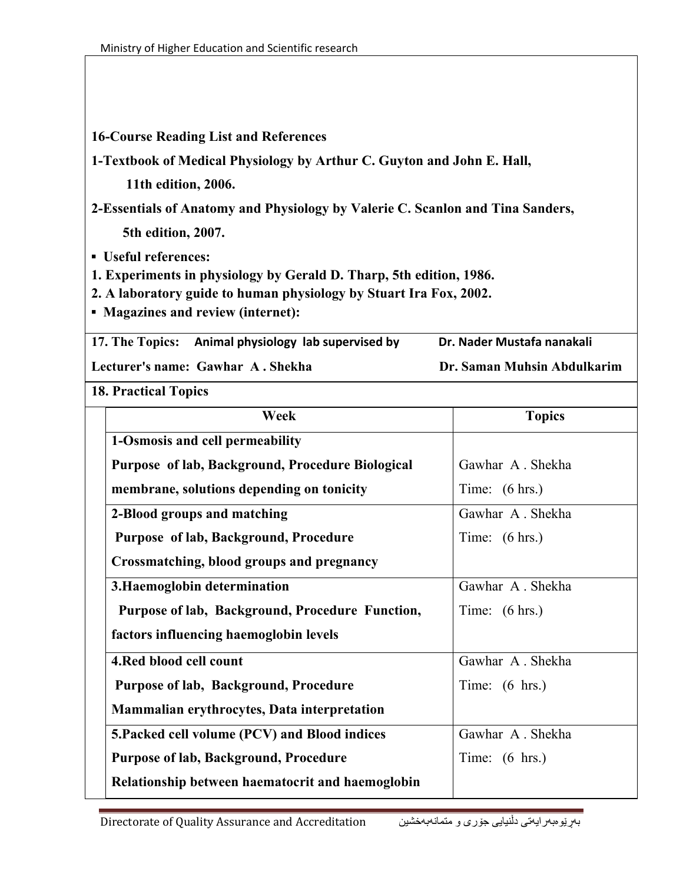**16-Course Reading List and References**

**1-Textbook of Medical Physiology by Arthur C. Guyton and John E. Hall, 11th edition, 2006.**

**2-Essentials of Anatomy and Physiology by Valerie C. Scanlon and Tina Sanders, 5th edition, 2007.**

- **Useful references:**

**1. Experiments in physiology by Gerald D. Tharp, 5th edition, 1986.**
**2. A laboratory guide to human physiology by Stuart Ira Fox, 2002.**

- **Magazines and review (internet):**

**17. The Topics:** **Animal physiology lab supervised by** **Dr. Nader Mustafa nanakali**

**Lecturer's name: Gawhar A . Shekha** **Dr. Saman Muhsin Abdulkarim**

**18. Practical Topics**

| Week | Topics |
|---|---|
| **1-Osmosis and cell permeability** **Purpose of lab, Background, Procedure Biological membrane, solutions depending on tonicity** | Gawhar A . Shekha Time: (6 hrs.) |
| **2-Blood groups and matching** **Purpose of lab, Background, Procedure Crossmatching, blood groups and pregnancy** | Gawhar A . Shekha Time: (6 hrs.) |
| **3.Haemoglobin determination** **Purpose of lab, Background, Procedure Function, factors influencing haemoglobin levels** | Gawhar A . Shekha Time: (6 hrs.) |
| **4.Red blood cell count** **Purpose of lab, Background, Procedure Mammalian erythrocytes, Data interpretation** | Gawhar A . Shekha Time: (6 hrs.) |
| **5.Packed cell volume (PCV) and Blood indices** **Purpose of lab, Background, Procedure Relationship between haematocrit and haemoglobin** | Gawhar A . Shekha Time: (6 hrs.) |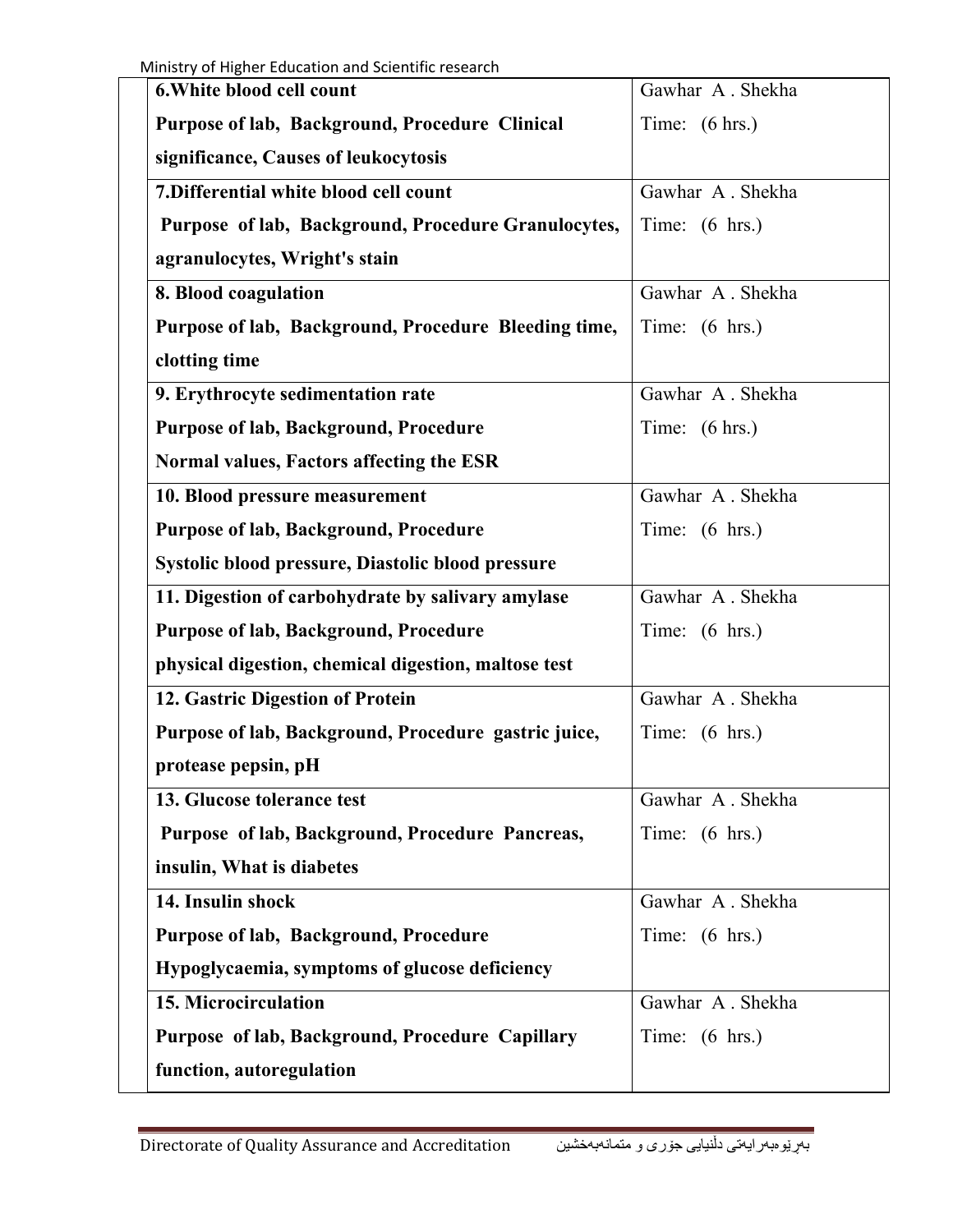| **6.White blood cell count** **Purpose of lab, Background, Procedure Clinical significance, Causes of leukocytosis** | Gawhar A . Shekha Time: (6 hrs.) |
|---|---|
| **7.Differential white blood cell count** **Purpose of lab, Background, Procedure Granulocytes, agranulocytes, Wright's stain** | Gawhar A . Shekha Time: (6 hrs.) |
| **8. Blood coagulation** **Purpose of lab, Background, Procedure Bleeding time, clotting time** | Gawhar A . Shekha Time: (6 hrs.) |
| **9. Erythrocyte sedimentation rate** **Purpose of lab, Background, Procedure** **Normal values, Factors affecting the ESR** | Gawhar A . Shekha Time: (6 hrs.) |
| **10. Blood pressure measurement** **Purpose of lab, Background, Procedure** **Systolic blood pressure, Diastolic blood pressure** | Gawhar A . Shekha Time: (6 hrs.) |
| **11. Digestion of carbohydrate by salivary amylase** **Purpose of lab, Background, Procedure** **physical digestion, chemical digestion, maltose test** | Gawhar A . Shekha Time: (6 hrs.) |
| **12. Gastric Digestion of Protein** **Purpose of lab, Background, Procedure gastric juice, protease pepsin, pH** | Gawhar A . Shekha Time: (6 hrs.) |
| **13. Glucose tolerance test** **Purpose of lab, Background, Procedure Pancreas, insulin, What is diabetes** | Gawhar A . Shekha Time: (6 hrs.) |
| **14. Insulin shock** **Purpose of lab, Background, Procedure** **Hypoglycaemia, symptoms of glucose deficiency** | Gawhar A . Shekha Time: (6 hrs.) |
| **15. Microcirculation** **Purpose of lab, Background, Procedure Capillary function, autoregulation** | Gawhar A . Shekha Time: (6 hrs.) |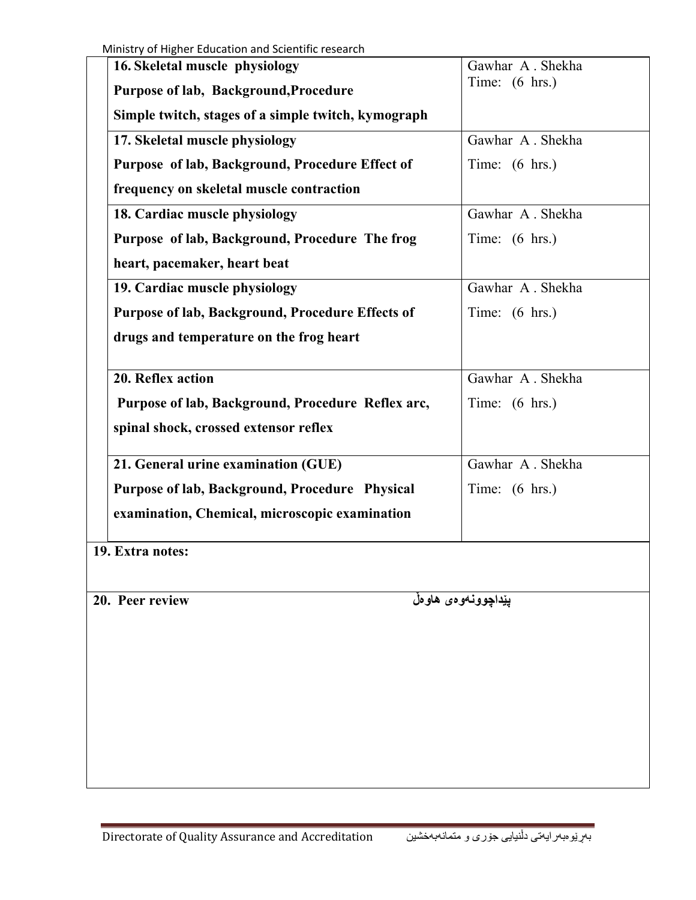| | |
|---|---|
| **16. Skeletal muscle physiology**<br>**Purpose of lab, Background,Procedure**<br>**Simple twitch, stages of a simple twitch, kymograph** | Gawhar A . Shekha<br>Time: (6 hrs.) |
| **17. Skeletal muscle physiology**<br>**Purpose of lab, Background, Procedure Effect of frequency on skeletal muscle contraction** | Gawhar A . Shekha<br>Time: (6 hrs.) |
| **18. Cardiac muscle physiology**<br>**Purpose of lab, Background, Procedure The frog heart, pacemaker, heart beat** | Gawhar A . Shekha<br>Time: (6 hrs.) |
| **19. Cardiac muscle physiology**<br>**Purpose of lab, Background, Procedure Effects of drugs and temperature on the frog heart** | Gawhar A . Shekha<br>Time: (6 hrs.) |
| **20. Reflex action**<br>**Purpose of lab, Background, Procedure Reflex arc, spinal shock, crossed extensor reflex** | Gawhar A . Shekha<br>Time: (6 hrs.) |
| **21. General urine examination (GUE)**<br>**Purpose of lab, Background, Procedure Physical examination, Chemical, microscopic examination** | Gawhar A . Shekha<br>Time: (6 hrs.) |

**19. Extra notes:**

**20. Peer review** **پێداچوونەوەی هاوەڵ**